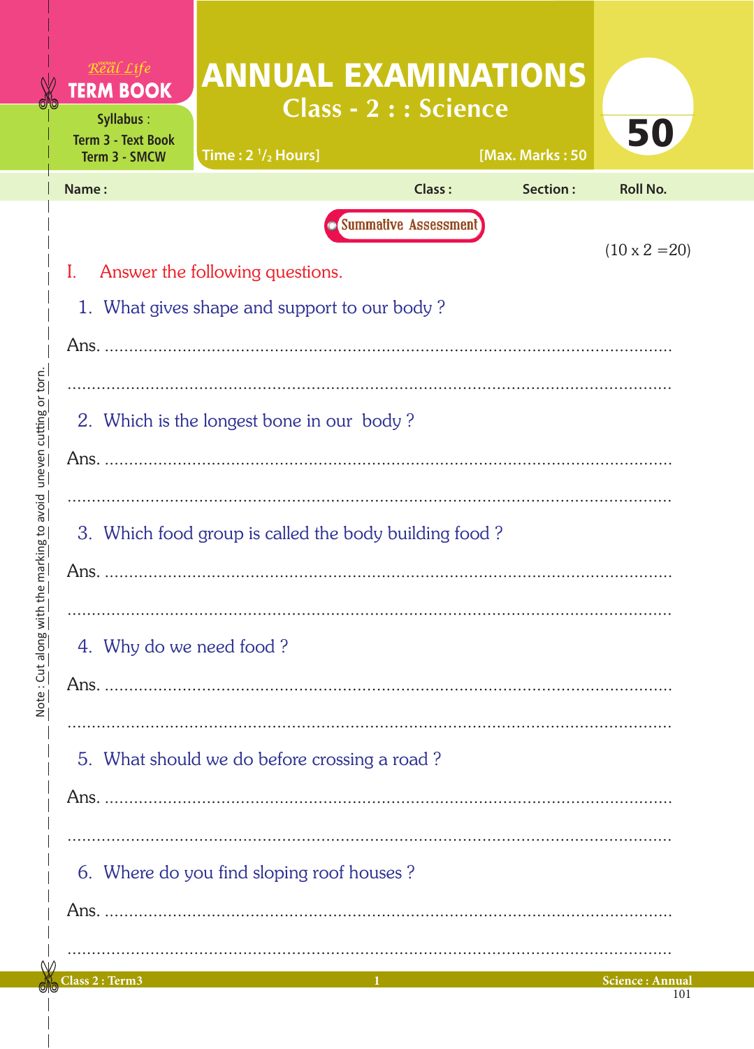Real Life
**TERM BOOK**

Syllabus :
Term 3 - Text Book
Term 3 - SMCW

# ANNUAL EXAMINATIONS

## Class - 2 : : Science

Time : 2 ½ Hours] [Max. Marks : 50

50

Name : Class : Section : Roll No.

Summative Assessment

(10 x 2 =20)

## I. Answer the following questions.

1. What gives shape and support to our body ?

Ans. ..................................................................................................................

..................................................................................................................

2. Which is the longest bone in our body ?

Ans. ..................................................................................................................

..................................................................................................................

3. Which food group is called the body building food ?

Ans. ..................................................................................................................

..................................................................................................................

4. Why do we need food ?

Ans. ..................................................................................................................

..................................................................................................................

5. What should we do before crossing a road ?

Ans. ..................................................................................................................

..................................................................................................................

6. Where do you find sloping roof houses ?

Ans. ..................................................................................................................

..................................................................................................................

Note : Cut along with the marking to avoid uneven cutting or torn.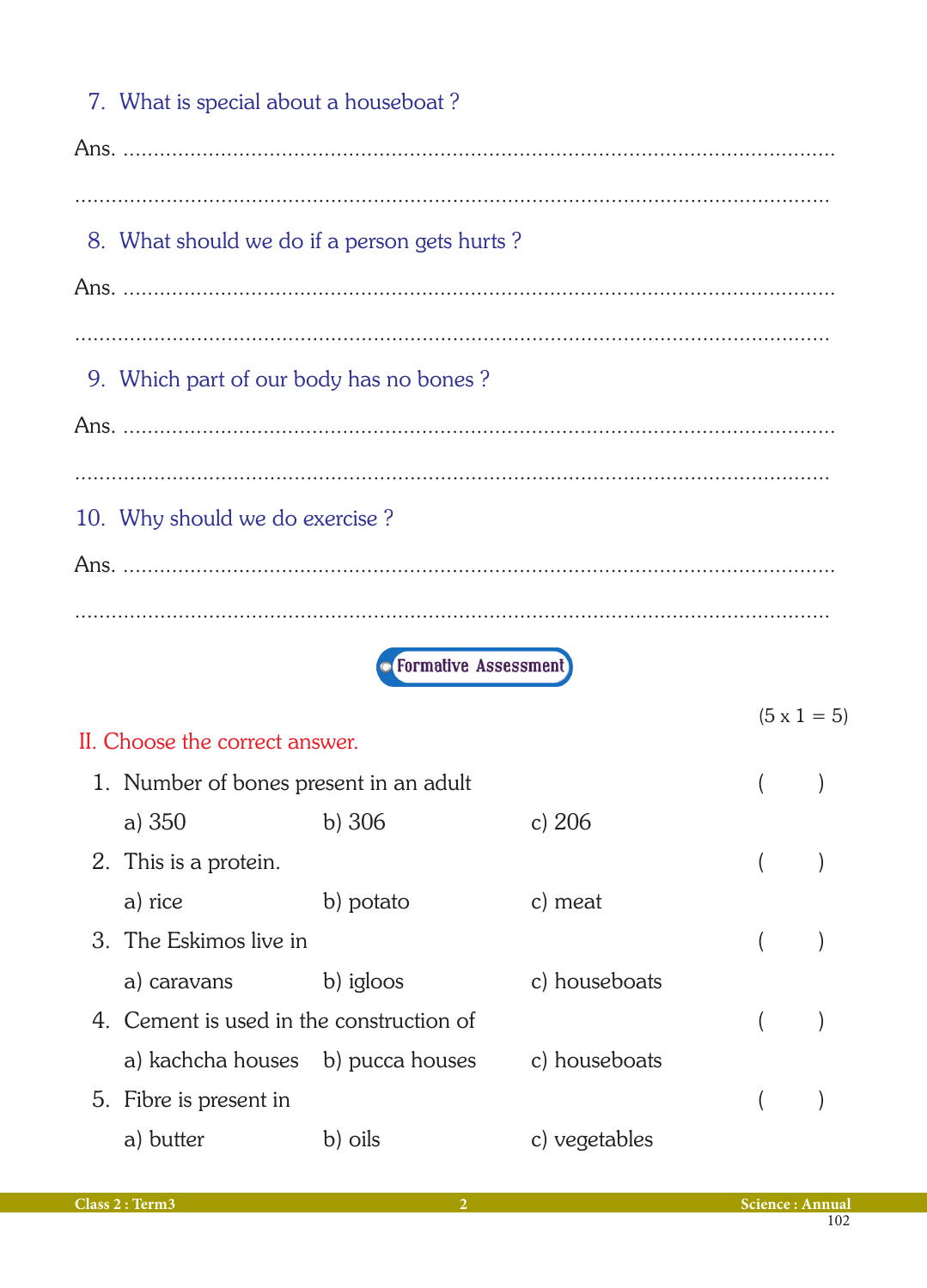7. What is special about a houseboat ?

Ans. ....................................................................................................................

....................................................................................................................

8. What should we do if a person gets hurts ?

Ans. ....................................................................................................................

....................................................................................................................

9. Which part of our body has no bones ?

Ans. ....................................................................................................................

....................................................................................................................

10. Why should we do exercise ?

Ans. ....................................................................................................................

....................................................................................................................

**Formative Assessment**

(5 x 1 = 5)

## II. Choose the correct answer.

1. Number of bones present in an adult ( )

   a) 350 b) 306 c) 206

2. This is a protein. ( )

   a) rice b) potato c) meat

3. The Eskimos live in ( )

   a) caravans b) igloos c) houseboats

4. Cement is used in the construction of ( )

   a) kachcha houses b) pucca houses c) houseboats

5. Fibre is present in ( )

   a) butter b) oils c) vegetables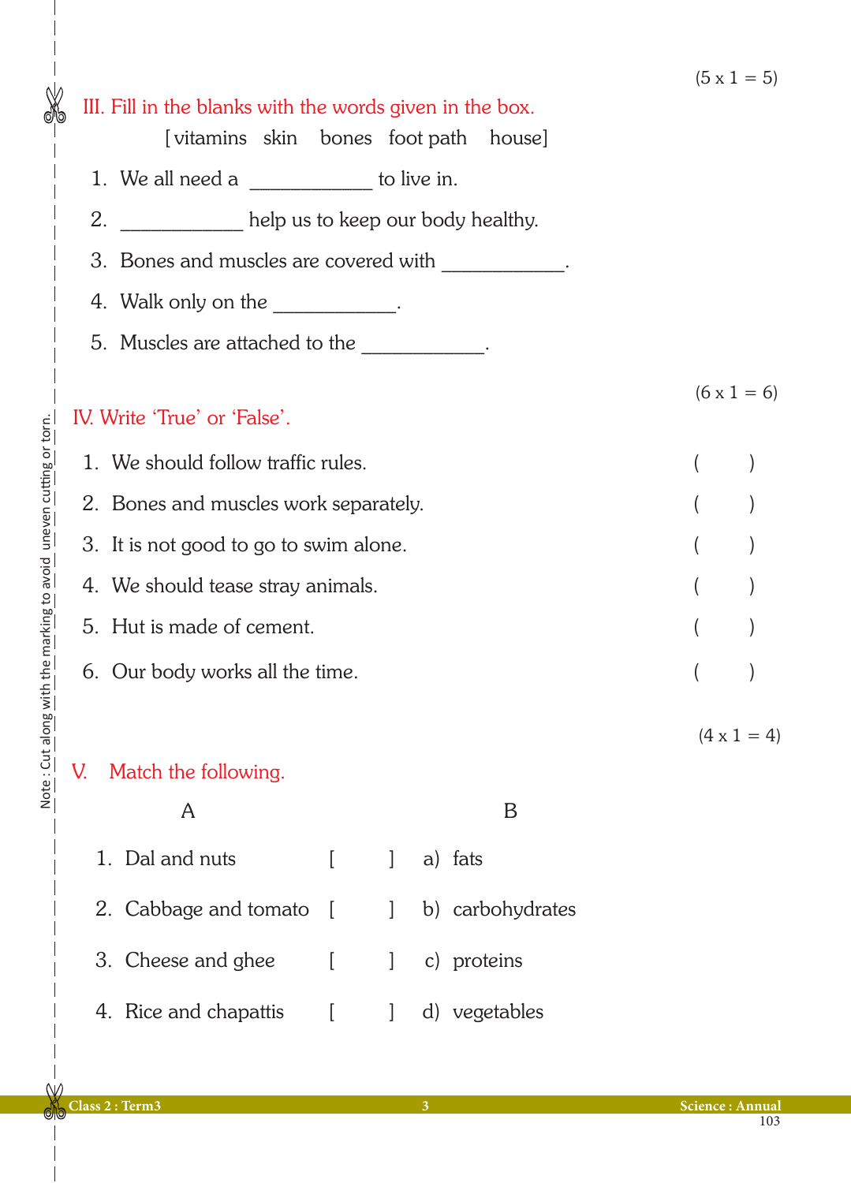(5 x 1 = 5)

## III. Fill in the blanks with the words given in the box.

[ vitamins   skin   bones   foot path   house]

1. We all need a ____________ to live in.
2. ____________ help us to keep our body healthy.
3. Bones and muscles are covered with ____________.
4. Walk only on the ____________.
5. Muscles are attached to the ____________.

(6 x 1 = 6)

## IV. Write 'True' or 'False'.

1. We should follow traffic rules. (      )
2. Bones and muscles work separately. (      )
3. It is not good to go to swim alone. (      )
4. We should tease stray animals. (      )
5. Hut is made of cement. (      )
6. Our body works all the time. (      )

(4 x 1 = 4)

## V. Match the following.

| A | | B |
|---|---|---|
| 1. Dal and nuts | [    ] | a) fats |
| 2. Cabbage and tomato | [    ] | b) carbohydrates |
| 3. Cheese and ghee | [    ] | c) proteins |
| 4. Rice and chapattis | [    ] | d) vegetables |

Note : Cut along with the marking to avoid uneven cutting or torn.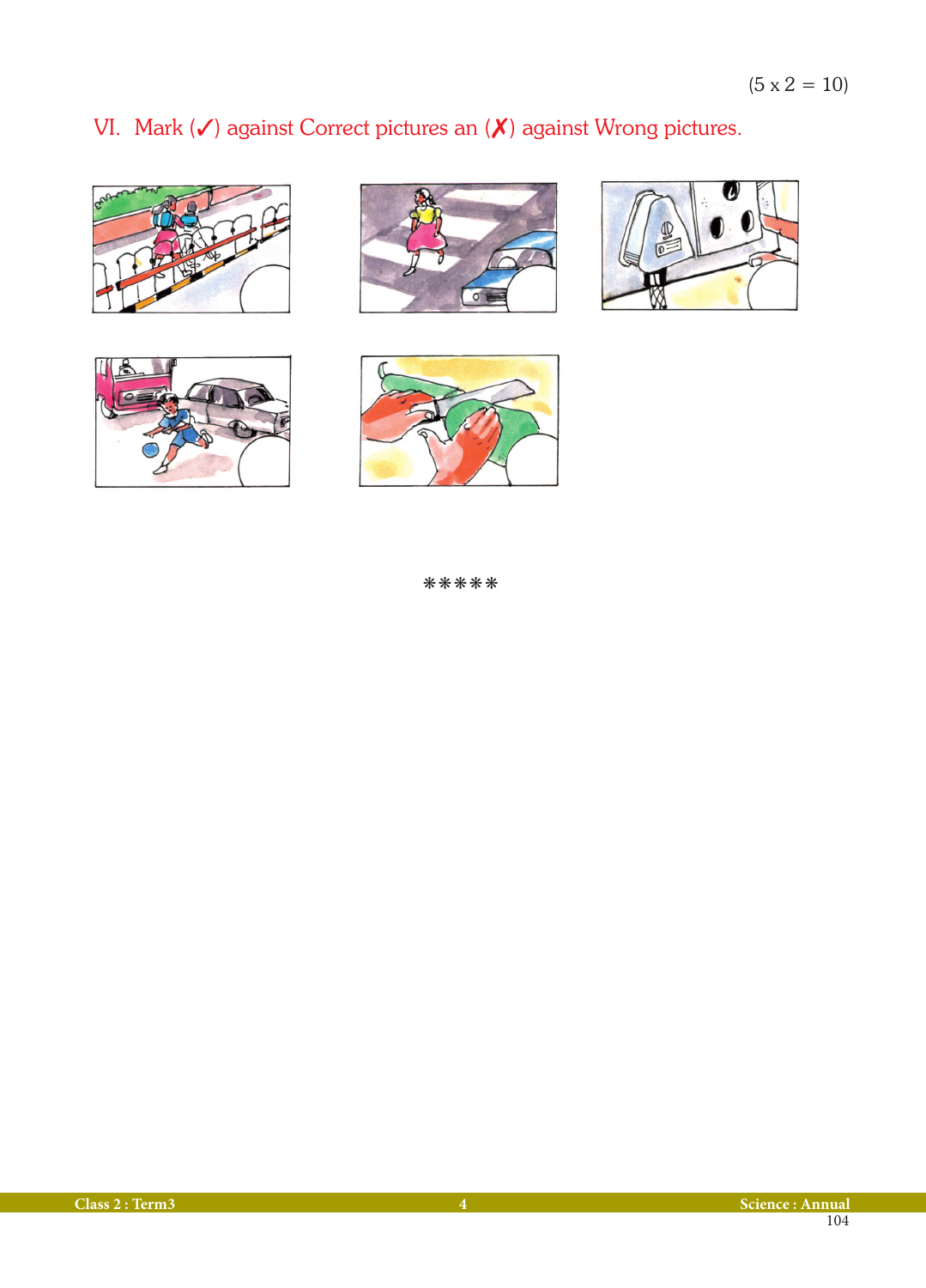(5 x 2 = 10)

VI. Mark (✓) against Correct pictures an (✗) against Wrong pictures.

*****